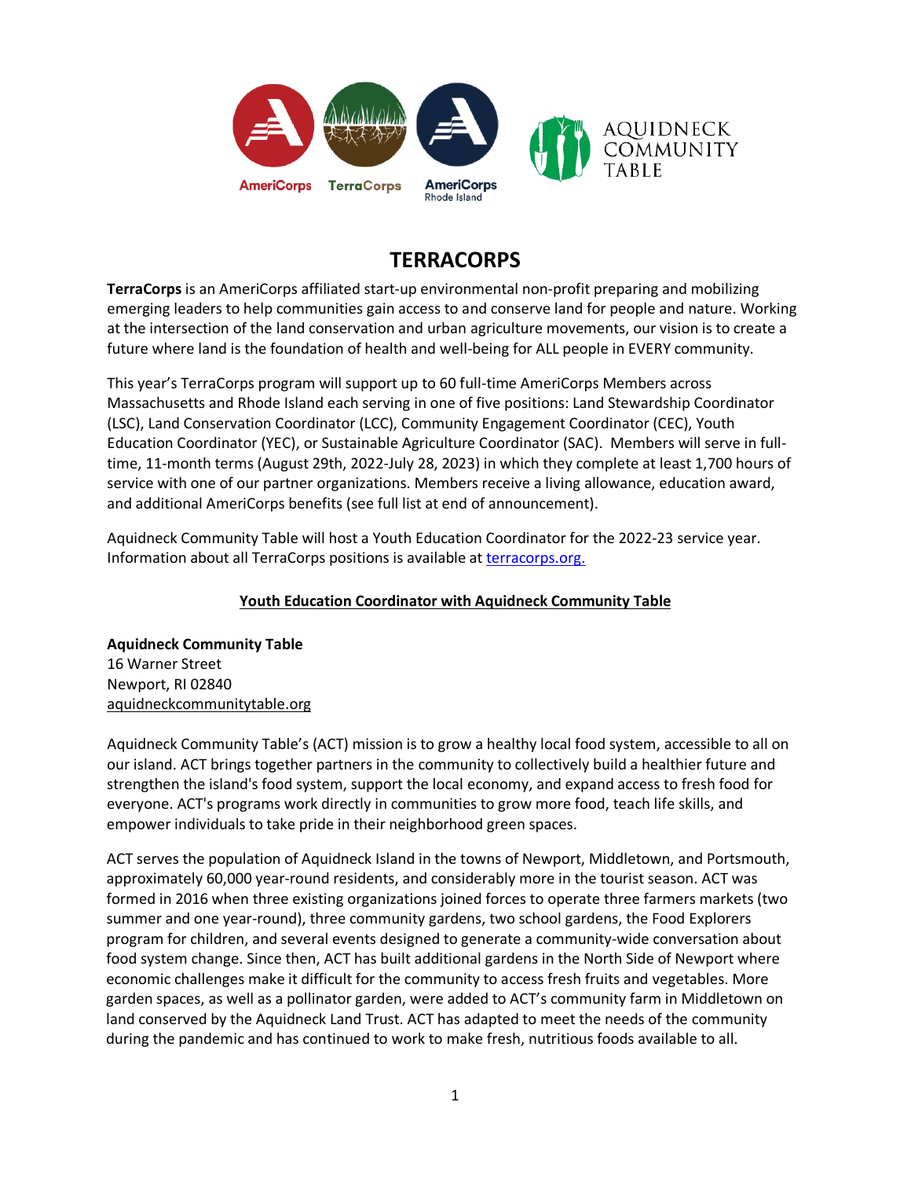# TERRACORPS

**TerraCorps** is an AmeriCorps affiliated start-up environmental non-profit preparing and mobilizing emerging leaders to help communities gain access to and conserve land for people and nature. Working at the intersection of the land conservation and urban agriculture movements, our vision is to create a future where land is the foundation of health and well-being for ALL people in EVERY community.

This year's TerraCorps program will support up to 60 full-time AmeriCorps Members across Massachusetts and Rhode Island each serving in one of five positions: Land Stewardship Coordinator (LSC), Land Conservation Coordinator (LCC), Community Engagement Coordinator (CEC), Youth Education Coordinator (YEC), or Sustainable Agriculture Coordinator (SAC). Members will serve in full-time, 11-month terms (August 29th, 2022-July 28, 2023) in which they complete at least 1,700 hours of service with one of our partner organizations. Members receive a living allowance, education award, and additional AmeriCorps benefits (see full list at end of announcement).

Aquidneck Community Table will host a Youth Education Coordinator for the 2022-23 service year. Information about all TerraCorps positions is available at terracorps.org.

## Youth Education Coordinator with Aquidneck Community Table

**Aquidneck Community Table**
16 Warner Street
Newport, RI 02840
aquidneckcommunitytable.org

Aquidneck Community Table's (ACT) mission is to grow a healthy local food system, accessible to all on our island. ACT brings together partners in the community to collectively build a healthier future and strengthen the island's food system, support the local economy, and expand access to fresh food for everyone. ACT's programs work directly in communities to grow more food, teach life skills, and empower individuals to take pride in their neighborhood green spaces.

ACT serves the population of Aquidneck Island in the towns of Newport, Middletown, and Portsmouth, approximately 60,000 year-round residents, and considerably more in the tourist season. ACT was formed in 2016 when three existing organizations joined forces to operate three farmers markets (two summer and one year-round), three community gardens, two school gardens, the Food Explorers program for children, and several events designed to generate a community-wide conversation about food system change. Since then, ACT has built additional gardens in the North Side of Newport where economic challenges make it difficult for the community to access fresh fruits and vegetables. More garden spaces, as well as a pollinator garden, were added to ACT's community farm in Middletown on land conserved by the Aquidneck Land Trust. ACT has adapted to meet the needs of the community during the pandemic and has continued to work to make fresh, nutritious foods available to all.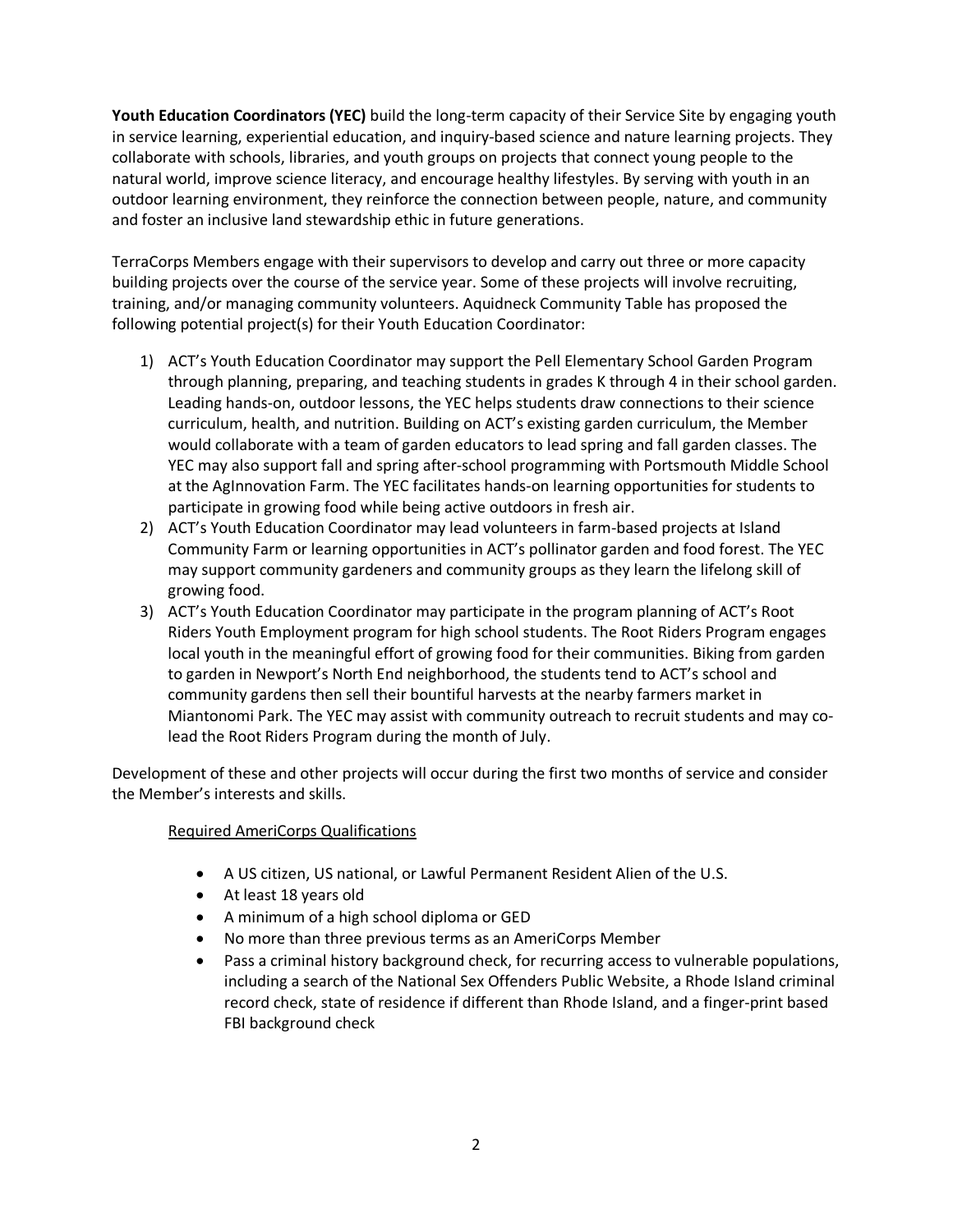**Youth Education Coordinators (YEC)** build the long-term capacity of their Service Site by engaging youth in service learning, experiential education, and inquiry-based science and nature learning projects. They collaborate with schools, libraries, and youth groups on projects that connect young people to the natural world, improve science literacy, and encourage healthy lifestyles. By serving with youth in an outdoor learning environment, they reinforce the connection between people, nature, and community and foster an inclusive land stewardship ethic in future generations.

TerraCorps Members engage with their supervisors to develop and carry out three or more capacity building projects over the course of the service year. Some of these projects will involve recruiting, training, and/or managing community volunteers. Aquidneck Community Table has proposed the following potential project(s) for their Youth Education Coordinator:

1) ACT's Youth Education Coordinator may support the Pell Elementary School Garden Program through planning, preparing, and teaching students in grades K through 4 in their school garden. Leading hands-on, outdoor lessons, the YEC helps students draw connections to their science curriculum, health, and nutrition. Building on ACT's existing garden curriculum, the Member would collaborate with a team of garden educators to lead spring and fall garden classes. The YEC may also support fall and spring after-school programming with Portsmouth Middle School at the AgInnovation Farm. The YEC facilitates hands-on learning opportunities for students to participate in growing food while being active outdoors in fresh air.
2) ACT's Youth Education Coordinator may lead volunteers in farm-based projects at Island Community Farm or learning opportunities in ACT's pollinator garden and food forest. The YEC may support community gardeners and community groups as they learn the lifelong skill of growing food.
3) ACT's Youth Education Coordinator may participate in the program planning of ACT's Root Riders Youth Employment program for high school students. The Root Riders Program engages local youth in the meaningful effort of growing food for their communities. Biking from garden to garden in Newport's North End neighborhood, the students tend to ACT's school and community gardens then sell their bountiful harvests at the nearby farmers market in Miantonomi Park. The YEC may assist with community outreach to recruit students and may co-lead the Root Riders Program during the month of July.

Development of these and other projects will occur during the first two months of service and consider the Member's interests and skills.

Required AmeriCorps Qualifications

- A US citizen, US national, or Lawful Permanent Resident Alien of the U.S.
- At least 18 years old
- A minimum of a high school diploma or GED
- No more than three previous terms as an AmeriCorps Member
- Pass a criminal history background check, for recurring access to vulnerable populations, including a search of the National Sex Offenders Public Website, a Rhode Island criminal record check, state of residence if different than Rhode Island, and a finger-print based FBI background check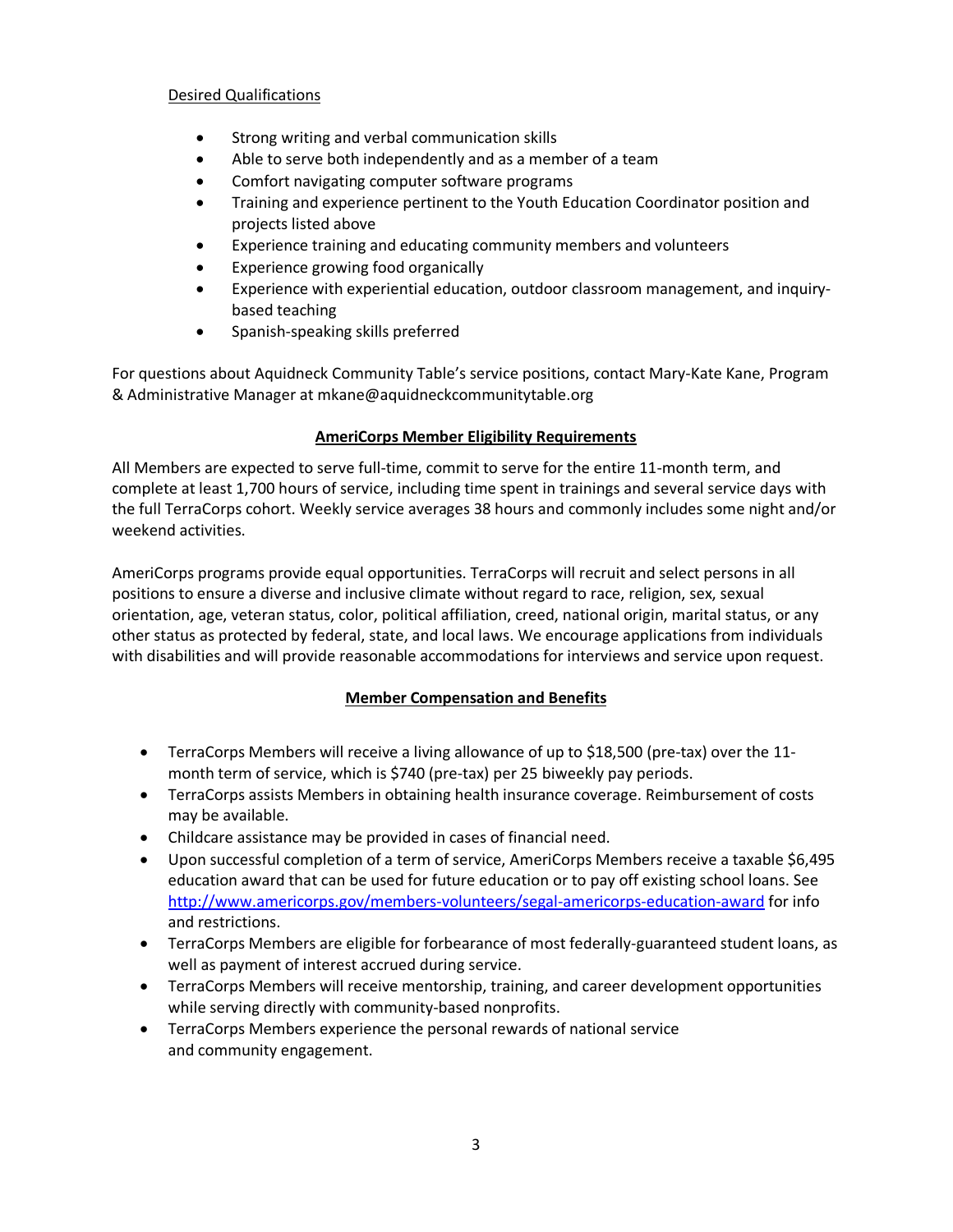Desired Qualifications

- Strong writing and verbal communication skills
- Able to serve both independently and as a member of a team
- Comfort navigating computer software programs
- Training and experience pertinent to the Youth Education Coordinator position and projects listed above
- Experience training and educating community members and volunteers
- Experience growing food organically
- Experience with experiential education, outdoor classroom management, and inquiry-based teaching
- Spanish-speaking skills preferred

For questions about Aquidneck Community Table's service positions, contact Mary-Kate Kane, Program & Administrative Manager at mkane@aquidneckcommunitytable.org

## AmeriCorps Member Eligibility Requirements

All Members are expected to serve full-time, commit to serve for the entire 11-month term, and complete at least 1,700 hours of service, including time spent in trainings and several service days with the full TerraCorps cohort. Weekly service averages 38 hours and commonly includes some night and/or weekend activities.

AmeriCorps programs provide equal opportunities. TerraCorps will recruit and select persons in all positions to ensure a diverse and inclusive climate without regard to race, religion, sex, sexual orientation, age, veteran status, color, political affiliation, creed, national origin, marital status, or any other status as protected by federal, state, and local laws. We encourage applications from individuals with disabilities and will provide reasonable accommodations for interviews and service upon request.

## Member Compensation and Benefits

- TerraCorps Members will receive a living allowance of up to $18,500 (pre-tax) over the 11-month term of service, which is $740 (pre-tax) per 25 biweekly pay periods.
- TerraCorps assists Members in obtaining health insurance coverage. Reimbursement of costs may be available.
- Childcare assistance may be provided in cases of financial need.
- Upon successful completion of a term of service, AmeriCorps Members receive a taxable $6,495 education award that can be used for future education or to pay off existing school loans. See http://www.americorps.gov/members-volunteers/segal-americorps-education-award for info and restrictions.
- TerraCorps Members are eligible for forbearance of most federally-guaranteed student loans, as well as payment of interest accrued during service.
- TerraCorps Members will receive mentorship, training, and career development opportunities while serving directly with community-based nonprofits.
- TerraCorps Members experience the personal rewards of national service and community engagement.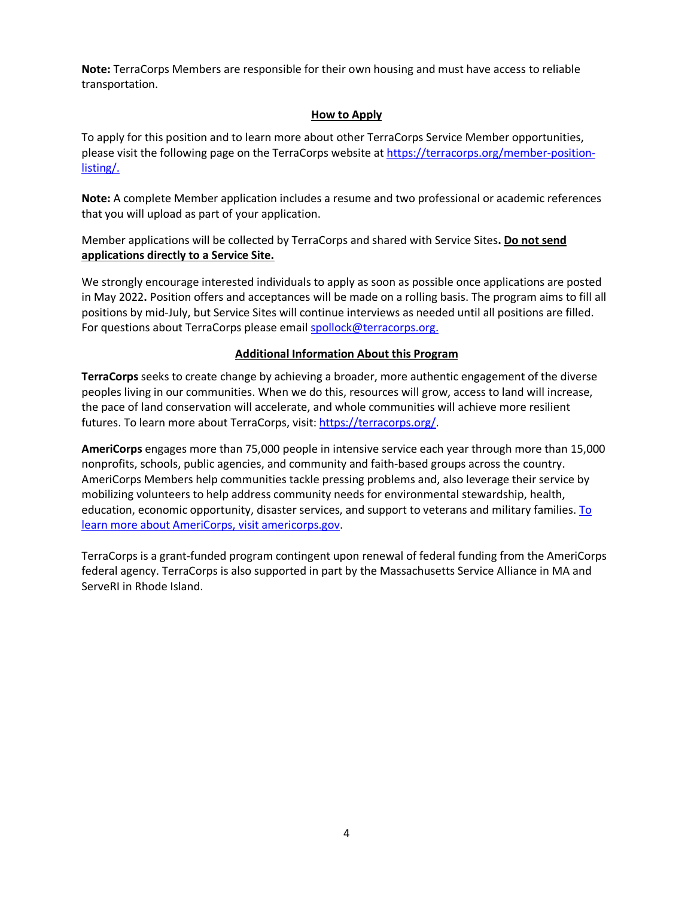**Note:** TerraCorps Members are responsible for their own housing and must have access to reliable transportation.

## How to Apply

To apply for this position and to learn more about other TerraCorps Service Member opportunities, please visit the following page on the TerraCorps website at [https://terracorps.org/member-position-listing/.](https://terracorps.org/member-position-listing/)

**Note:** A complete Member application includes a resume and two professional or academic references that you will upload as part of your application.

Member applications will be collected by TerraCorps and shared with Service Sites**. Do not send applications directly to a Service Site.**

We strongly encourage interested individuals to apply as soon as possible once applications are posted in May 2022**.** Position offers and acceptances will be made on a rolling basis. The program aims to fill all positions by mid-July, but Service Sites will continue interviews as needed until all positions are filled. For questions about TerraCorps please email [spollock@terracorps.org.](mailto:spollock@terracorps.org)

## Additional Information About this Program

**TerraCorps** seeks to create change by achieving a broader, more authentic engagement of the diverse peoples living in our communities. When we do this, resources will grow, access to land will increase, the pace of land conservation will accelerate, and whole communities will achieve more resilient futures. To learn more about TerraCorps, visit: [https://terracorps.org/](https://terracorps.org/).

**AmeriCorps** engages more than 75,000 people in intensive service each year through more than 15,000 nonprofits, schools, public agencies, and community and faith-based groups across the country. AmeriCorps Members help communities tackle pressing problems and, also leverage their service by mobilizing volunteers to help address community needs for environmental stewardship, health, education, economic opportunity, disaster services, and support to veterans and military families. [To learn more about AmeriCorps, visit americorps.gov](https://americorps.gov).

TerraCorps is a grant-funded program contingent upon renewal of federal funding from the AmeriCorps federal agency. TerraCorps is also supported in part by the Massachusetts Service Alliance in MA and ServeRI in Rhode Island.